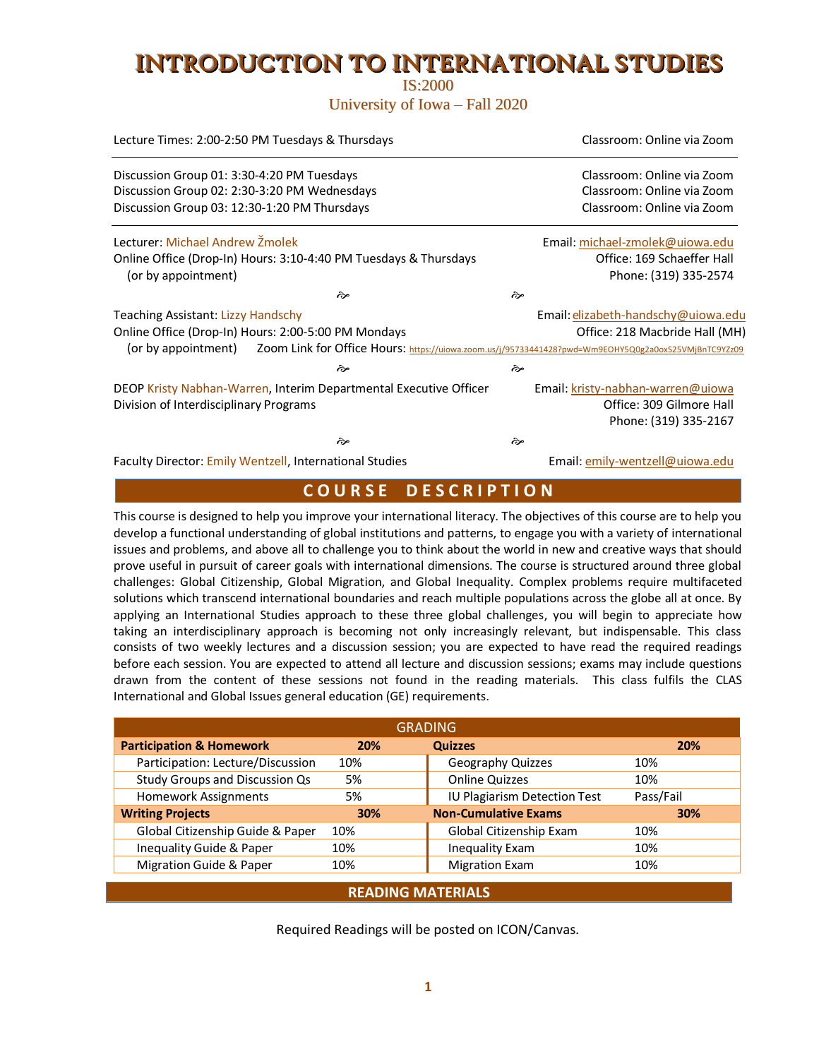# INTRODUCTION TO INTERNATIONAL STUDIES

IS:2000

University of Iowa – Fall 2020

Lecture Times: 2:00-2:50 PM Tuesdays & Thursdays — Classroom: Online via Zoom

Discussion Group 01: 3:30-4:20 PM Tuesdays — Classroom: Online via Zoom
Discussion Group 02: 2:30-3:20 PM Wednesdays — Classroom: Online via Zoom
Discussion Group 03: 12:30-1:20 PM Thursdays — Classroom: Online via Zoom

Lecturer: Michael Andrew Žmolek — Email: michael-zmolek@uiowa.edu
Online Office (Drop-In) Hours: 3:10-4:40 PM Tuesdays & Thursdays (or by appointment) — Office: 169 Schaeffer Hall
Phone: (319) 335-2574

Teaching Assistant: Lizzy Handschy — Email: elizabeth-handschy@uiowa.edu
Online Office (Drop-In) Hours: 2:00-5:00 PM Mondays (or by appointment) — Office: 218 Macbride Hall (MH)
Zoom Link for Office Hours: https://uiowa.zoom.us/j/95733441428?pwd=Wm9EOHY5Q0g2a0oxS25VMjBnTC9YZz09

DEOP Kristy Nabhan-Warren, Interim Departmental Executive Officer — Email: kristy-nabhan-warren@uiowa
Division of Interdisciplinary Programs — Office: 309 Gilmore Hall
Phone: (319) 335-2167

Faculty Director: Emily Wentzell, International Studies — Email: emily-wentzell@uiowa.edu

## COURSE DESCRIPTION

This course is designed to help you improve your international literacy. The objectives of this course are to help you develop a functional understanding of global institutions and patterns, to engage you with a variety of international issues and problems, and above all to challenge you to think about the world in new and creative ways that should prove useful in pursuit of career goals with international dimensions. The course is structured around three global challenges: Global Citizenship, Global Migration, and Global Inequality. Complex problems require multifaceted solutions which transcend international boundaries and reach multiple populations across the globe all at once. By applying an International Studies approach to these three global challenges, you will begin to appreciate how taking an interdisciplinary approach is becoming not only increasingly relevant, but indispensable. This class consists of two weekly lectures and a discussion session; you are expected to have read the required readings before each session. You are expected to attend all lecture and discussion sessions; exams may include questions drawn from the content of these sessions not found in the reading materials. This class fulfils the CLAS International and Global Issues general education (GE) requirements.

| GRADING | | | | | |
|---|---|---|---|---|---|
| **Participation & Homework** | | **20%** | **Quizzes** | | **20%** |
| Participation: Lecture/Discussion | 10% | | Geography Quizzes | 10% | |
| Study Groups and Discussion Qs | 5% | | Online Quizzes | 10% | |
| Homework Assignments | 5% | | IU Plagiarism Detection Test | Pass/Fail | |
| **Writing Projects** | | **30%** | **Non-Cumulative Exams** | | **30%** |
| Global Citizenship Guide & Paper | 10% | | Global Citizenship Exam | 10% | |
| Inequality Guide & Paper | 10% | | Inequality Exam | 10% | |
| Migration Guide & Paper | 10% | | Migration Exam | 10% | |

## READING MATERIALS

Required Readings will be posted on ICON/Canvas.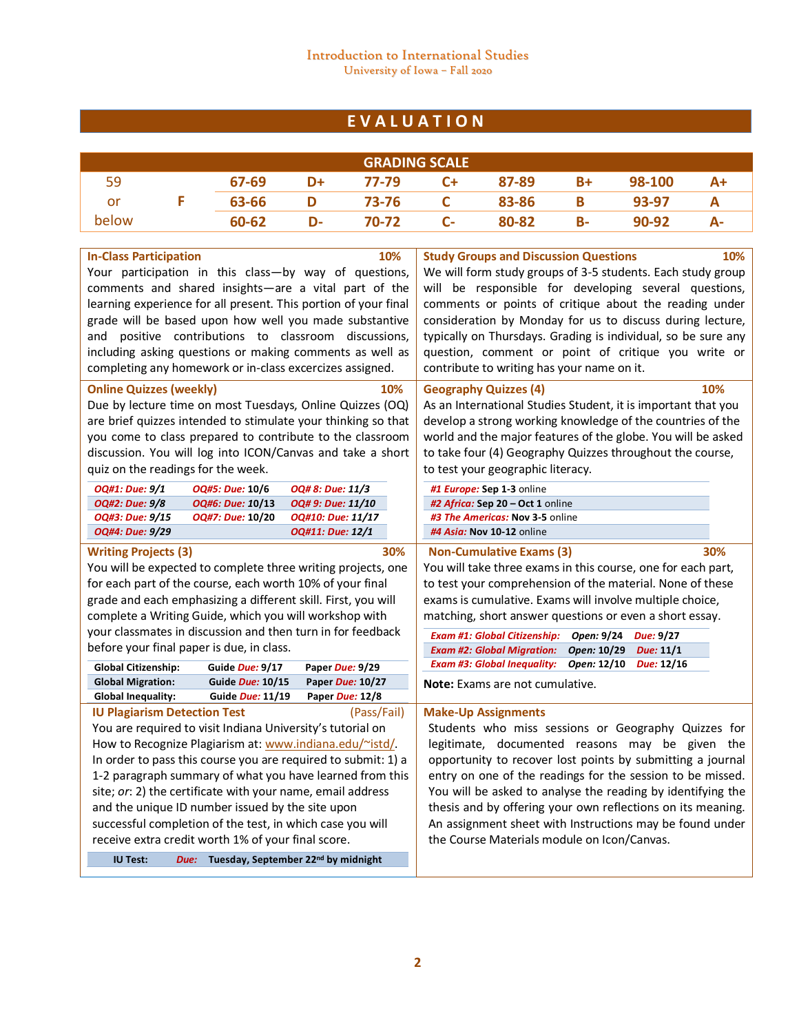# EVALUATION

## GRADING SCALE

| | | | | | | | | | |
|---|---|---|---|---|---|---|---|---|---|
| 59 or below | F | 67-69 | D+ | 77-79 | C+ | 87-89 | B+ | 98-100 | A+ |
| | | 63-66 | D | 73-76 | C | 83-86 | B | 93-97 | A |
| | | 60-62 | D- | 70-72 | C- | 80-82 | B- | 90-92 | A- |

### In-Class Participation — 10%

Your participation in this class—by way of questions, comments and shared insights—are a vital part of the learning experience for all present. This portion of your final grade will be based upon how well you made substantive and positive contributions to classroom discussions, including asking questions or making comments as well as completing any homework or in-class excercizes assigned.

### Study Groups and Discussion Questions — 10%

We will form study groups of 3-5 students. Each study group will be responsible for developing several questions, comments or points of critique about the reading under consideration by Monday for us to discuss during lecture, typically on Thursdays. Grading is individual, so be sure any question, comment or point of critique you write or contribute to writing has your name on it.

### Online Quizzes (weekly) — 10%

Due by lecture time on most Tuesdays, Online Quizzes (OQ) are brief quizzes intended to stimulate your thinking so that you come to class prepared to contribute to the classroom discussion. You will log into ICON/Canvas and take a short quiz on the readings for the week.

| | | |
|---|---|---|
| *OQ#1: Due: 9/1* | *OQ#5: Due:* 10/6 | *OQ# 8: Due: 11/3* |
| *OQ#2: Due: 9/8* | *OQ#6: Due:* 10/13 | *OQ# 9: Due: 11/10* |
| *OQ#3: Due: 9/15* | *OQ#7: Due:* 10/20 | *OQ#10: Due: 11/17* |
| *OQ#4: Due: 9/29* | | *OQ#11: Due: 12/1* |

### Geography Quizzes (4) — 10%

As an International Studies Student, it is important that you develop a strong working knowledge of the countries of the world and the major features of the globe. You will be asked to take four (4) Geography Quizzes throughout the course, to test your geographic literacy.

- *#1 Europe:* **Sep 1-3** online
- *#2 Africa:* **Sep 20 – Oct 1** online
- *#3 The Americas:* **Nov 3-5** online
- *#4 Asia:* **Nov 10-12** online

### Writing Projects (3) — 30%

You will be expected to complete three writing projects, one for each part of the course, each worth 10% of your final grade and each emphasizing a different skill. First, you will complete a Writing Guide, which you will workshop with your classmates in discussion and then turn in for feedback before your final paper is due, in class.

| | | |
|---|---|---|
| **Global Citizenship:** | **Guide *Due:* 9/17** | **Paper *Due:* 9/29** |
| **Global Migration:** | **Guide *Due:* 10/15** | **Paper *Due:* 10/27** |
| **Global Inequality:** | **Guide *Due:* 11/19** | **Paper *Due:* 12/8** |

### Non-Cumulative Exams (3) — 30%

You will take three exams in this course, one for each part, to test your comprehension of the material. None of these exams is cumulative. Exams will involve multiple choice, matching, short answer questions or even a short essay.

| | | |
|---|---|---|
| *Exam #1: Global Citizenship:* | ***Open:* 9/24** | ***Due:* 9/27** |
| *Exam #2: Global Migration:* | ***Open:* 10/29** | ***Due:* 11/1** |
| *Exam #3: Global Inequality:* | ***Open:* 12/10** | ***Due:* 12/16** |

**Note:** Exams are not cumulative.

### IU Plagiarism Detection Test — (Pass/Fail)

You are required to visit Indiana University's tutorial on How to Recognize Plagiarism at: www.indiana.edu/~istd/. In order to pass this course you are required to submit: 1) a 1-2 paragraph summary of what you have learned from this site; *or*: 2) the certificate with your name, email address and the unique ID number issued by the site upon successful completion of the test, in which case you will receive extra credit worth 1% of your final score.

**IU Test:** ***Due:*** **Tuesday, September 22nd by midnight**

### Make-Up Assignments

Students who miss sessions or Geography Quizzes for legitimate, documented reasons may be given the opportunity to recover lost points by submitting a journal entry on one of the readings for the session to be missed. You will be asked to analyse the reading by identifying the thesis and by offering your own reflections on its meaning. An assignment sheet with Instructions may be found under the Course Materials module on Icon/Canvas.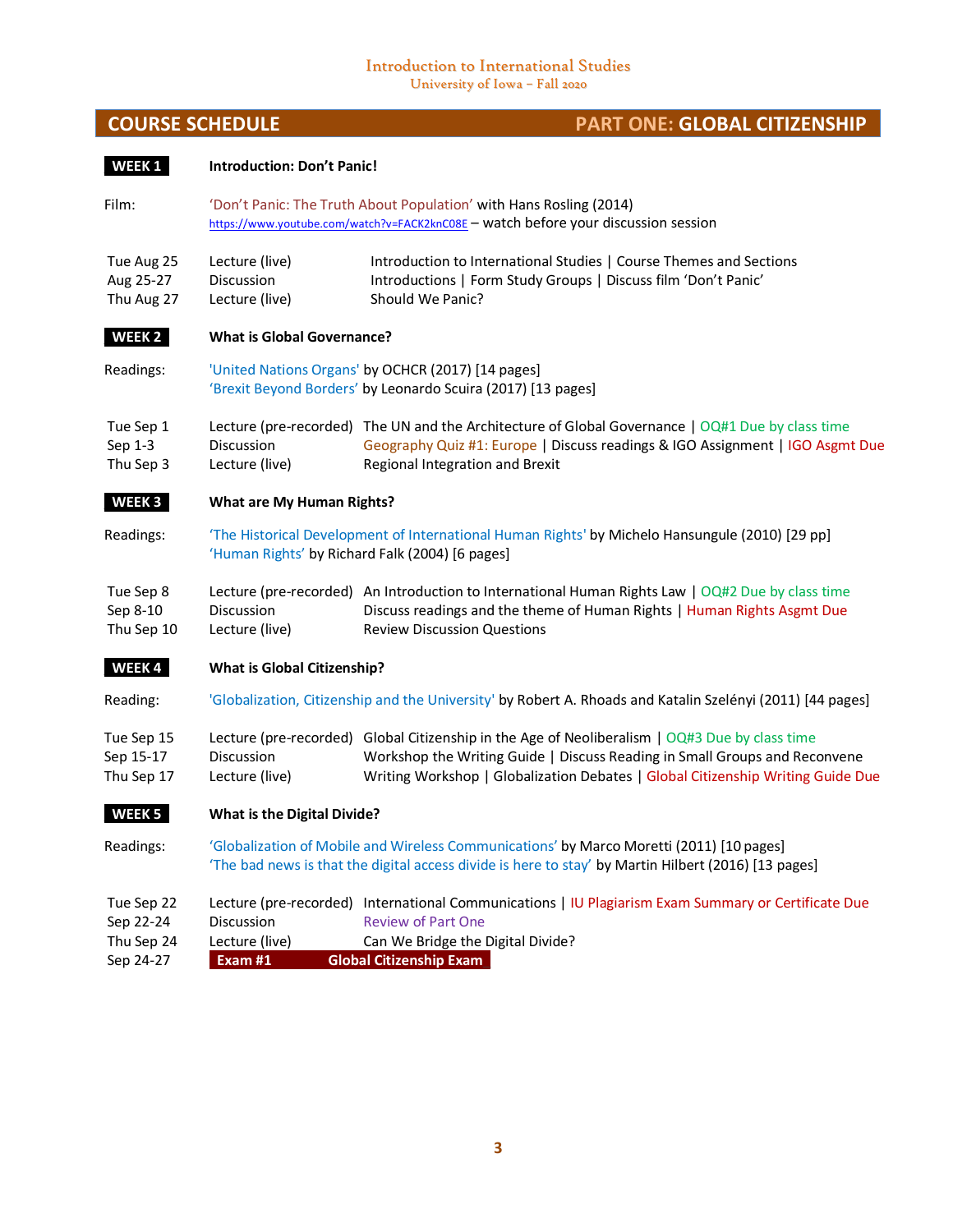## COURSE SCHEDULE — PART ONE: GLOBAL CITIZENSHIP

### WEEK 1 — Introduction: Don't Panic!

Film: 'Don't Panic: The Truth About Population' with Hans Rosling (2014)
https://www.youtube.com/watch?v=FACK2knC08E – watch before your discussion session

| | | |
|---|---|---|
| Tue Aug 25 | Lecture (live) | Introduction to International Studies \| Course Themes and Sections |
| Aug 25-27 | Discussion | Introductions \| Form Study Groups \| Discuss film 'Don't Panic' |
| Thu Aug 27 | Lecture (live) | Should We Panic? |

### WEEK 2 — What is Global Governance?

Readings:
'United Nations Organs' by OCHCR (2017) [14 pages]
'Brexit Beyond Borders' by Leonardo Scuira (2017) [13 pages]

| | | |
|---|---|---|
| Tue Sep 1 | Lecture (pre-recorded) | The UN and the Architecture of Global Governance \| OQ#1 Due by class time |
| Sep 1-3 | Discussion | Geography Quiz #1: Europe \| Discuss readings & IGO Assignment \| IGO Asgmt Due |
| Thu Sep 3 | Lecture (live) | Regional Integration and Brexit |

### WEEK 3 — What are My Human Rights?

Readings:
'The Historical Development of International Human Rights' by Michelo Hansungule (2010) [29 pp]
'Human Rights' by Richard Falk (2004) [6 pages]

| | | |
|---|---|---|
| Tue Sep 8 | Lecture (pre-recorded) | An Introduction to International Human Rights Law \| OQ#2 Due by class time |
| Sep 8-10 | Discussion | Discuss readings and the theme of Human Rights \| Human Rights Asgmt Due |
| Thu Sep 10 | Lecture (live) | Review Discussion Questions |

### WEEK 4 — What is Global Citizenship?

Reading: 'Globalization, Citizenship and the University' by Robert A. Rhoads and Katalin Szelényi (2011) [44 pages]

| | | |
|---|---|---|
| Tue Sep 15 | Lecture (pre-recorded) | Global Citizenship in the Age of Neoliberalism \| OQ#3 Due by class time |
| Sep 15-17 | Discussion | Workshop the Writing Guide \| Discuss Reading in Small Groups and Reconvene |
| Thu Sep 17 | Lecture (live) | Writing Workshop \| Globalization Debates \| Global Citizenship Writing Guide Due |

### WEEK 5 — What is the Digital Divide?

Readings:
'Globalization of Mobile and Wireless Communications' by Marco Moretti (2011) [10 pages]
'The bad news is that the digital access divide is here to stay' by Martin Hilbert (2016) [13 pages]

| | | |
|---|---|---|
| Tue Sep 22 | Lecture (pre-recorded) | International Communications \| IU Plagiarism Exam Summary or Certificate Due |
| Sep 22-24 | Discussion | Review of Part One |
| Thu Sep 24 | Lecture (live) | Can We Bridge the Digital Divide? |
| Sep 24-27 | **Exam #1** | **Global Citizenship Exam** |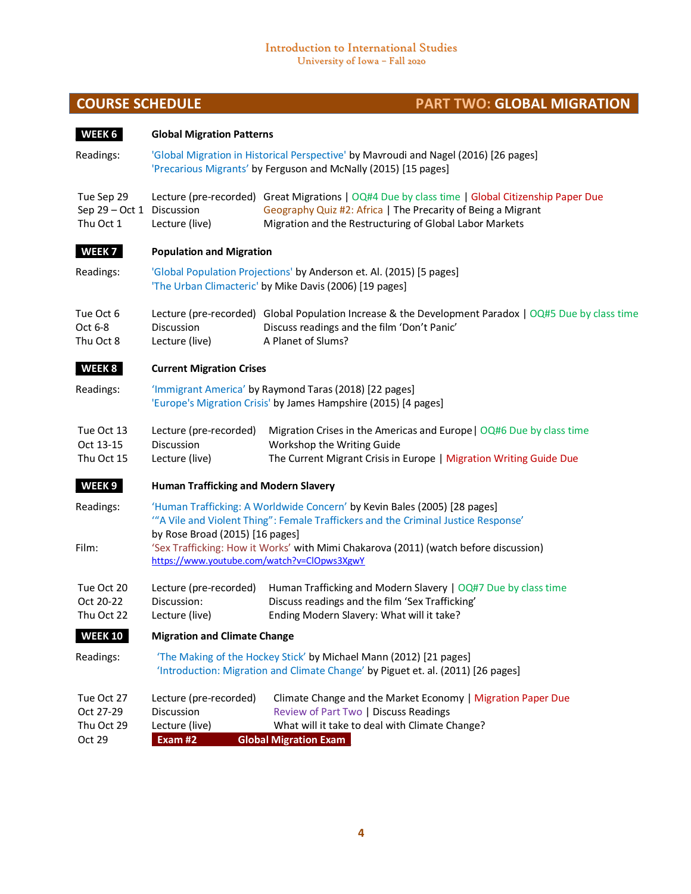# COURSE SCHEDULE — PART TWO: GLOBAL MIGRATION

## WEEK 6 — Global Migration Patterns

Readings:
- 'Global Migration in Historical Perspective' by Mavroudi and Nagel (2016) [26 pages]
- 'Precarious Migrants' by Ferguson and McNally (2015) [15 pages]

| Date | Format | Topic |
|---|---|---|
| Tue Sep 29 | Lecture (pre-recorded) | Great Migrations \| OQ#4 Due by class time \| Global Citizenship Paper Due |
| Sep 29 – Oct 1 | Discussion | Geography Quiz #2: Africa \| The Precarity of Being a Migrant |
| Thu Oct 1 | Lecture (live) | Migration and the Restructuring of Global Labor Markets |

## WEEK 7 — Population and Migration

Readings:
- 'Global Population Projections' by Anderson et. Al. (2015) [5 pages]
- 'The Urban Climacteric' by Mike Davis (2006) [19 pages]

| Date | Format | Topic |
|---|---|---|
| Tue Oct 6 | Lecture (pre-recorded) | Global Population Increase & the Development Paradox \| OQ#5 Due by class time |
| Oct 6-8 | Discussion | Discuss readings and the film 'Don't Panic' |
| Thu Oct 8 | Lecture (live) | A Planet of Slums? |

## WEEK 8 — Current Migration Crises

Readings:
- 'Immigrant America' by Raymond Taras (2018) [22 pages]
- 'Europe's Migration Crisis' by James Hampshire (2015) [4 pages]

| Date | Format | Topic |
|---|---|---|
| Tue Oct 13 | Lecture (pre-recorded) | Migration Crises in the Americas and Europe \| OQ#6 Due by class time |
| Oct 13-15 | Discussion | Workshop the Writing Guide |
| Thu Oct 15 | Lecture (live) | The Current Migrant Crisis in Europe \| Migration Writing Guide Due |

## WEEK 9 — Human Trafficking and Modern Slavery

Readings:
- 'Human Trafficking: A Worldwide Concern' by Kevin Bales (2005) [28 pages]
- '"A Vile and Violent Thing": Female Traffickers and the Criminal Justice Response' by Rose Broad (2015) [16 pages]

Film: 'Sex Trafficking: How it Works' with Mimi Chakarova (2011) (watch before discussion)
https://www.youtube.com/watch?v=ClOpws3XgwY

| Date | Format | Topic |
|---|---|---|
| Tue Oct 20 | Lecture (pre-recorded) | Human Trafficking and Modern Slavery \| OQ#7 Due by class time |
| Oct 20-22 | Discussion: | Discuss readings and the film 'Sex Trafficking' |
| Thu Oct 22 | Lecture (live) | Ending Modern Slavery: What will it take? |

## WEEK 10 — Migration and Climate Change

Readings:
- 'The Making of the Hockey Stick' by Michael Mann (2012) [21 pages]
- 'Introduction: Migration and Climate Change' by Piguet et. al. (2011) [26 pages]

| Date | Format | Topic |
|---|---|---|
| Tue Oct 27 | Lecture (pre-recorded) | Climate Change and the Market Economy \| Migration Paper Due |
| Oct 27-29 | Discussion | Review of Part Two \| Discuss Readings |
| Thu Oct 29 | Lecture (live) | What will it take to deal with Climate Change? |
| Oct 29 | **Exam #2** | **Global Migration Exam** |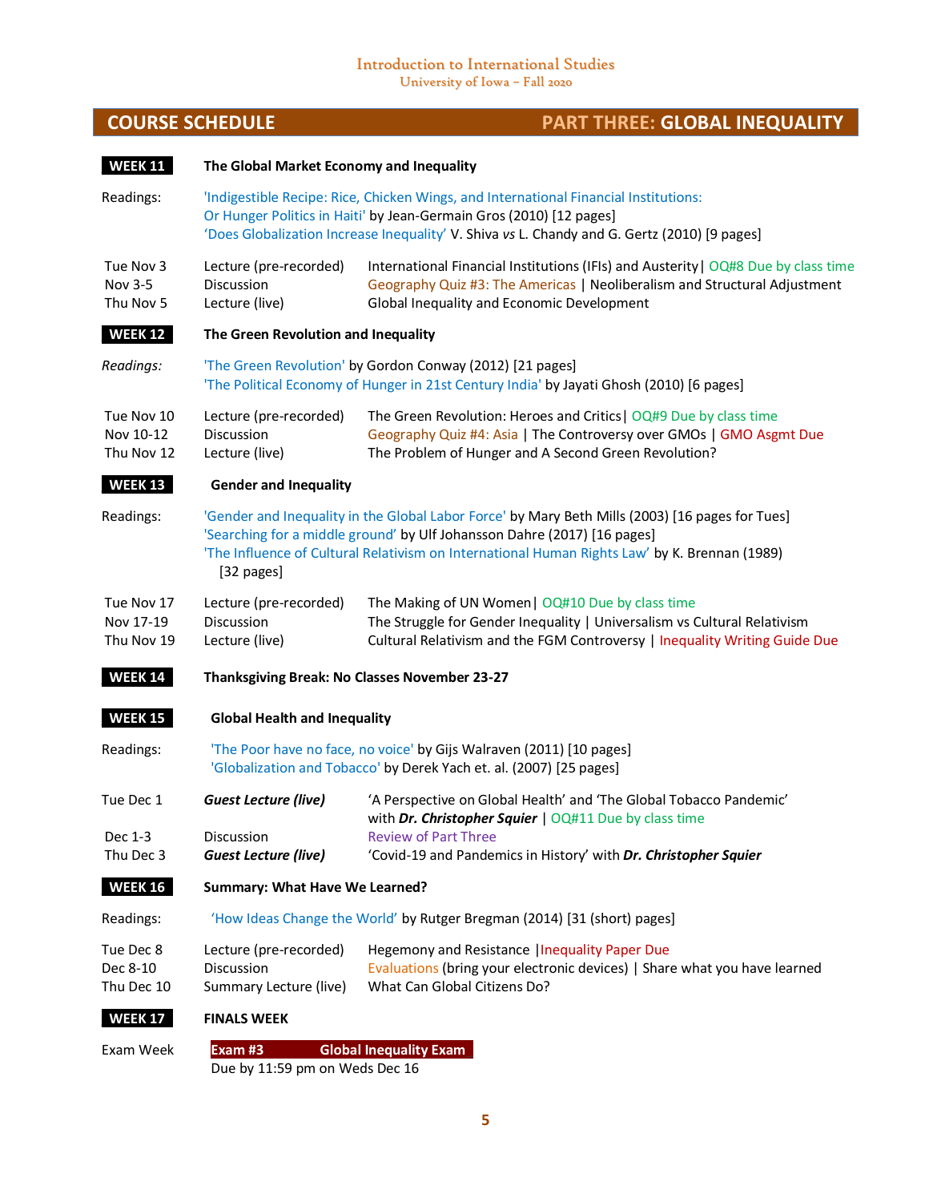## COURSE SCHEDULE — PART THREE: GLOBAL INEQUALITY

### WEEK 11 — The Global Market Economy and Inequality

Readings: 'Indigestible Recipe: Rice, Chicken Wings, and International Financial Institutions: Or Hunger Politics in Haiti' by Jean-Germain Gros (2010) [12 pages]
'Does Globalization Increase Inequality' V. Shiva *vs* L. Chandy and G. Gertz (2010) [9 pages]

| | | |
|---|---|---|
| Tue Nov 3 | Lecture (pre-recorded) | International Financial Institutions (IFIs) and Austerity \| OQ#8 Due by class time |
| Nov 3-5 | Discussion | Geography Quiz #3: The Americas \| Neoliberalism and Structural Adjustment |
| Thu Nov 5 | Lecture (live) | Global Inequality and Economic Development |

### WEEK 12 — The Green Revolution and Inequality

*Readings:* 'The Green Revolution' by Gordon Conway (2012) [21 pages]
'The Political Economy of Hunger in 21st Century India' by Jayati Ghosh (2010) [6 pages]

| | | |
|---|---|---|
| Tue Nov 10 | Lecture (pre-recorded) | The Green Revolution: Heroes and Critics \| OQ#9 Due by class time |
| Nov 10-12 | Discussion | Geography Quiz #4: Asia \| The Controversy over GMOs \| GMO Asgmt Due |
| Thu Nov 12 | Lecture (live) | The Problem of Hunger and A Second Green Revolution? |

### WEEK 13 — Gender and Inequality

Readings: 'Gender and Inequality in the Global Labor Force' by Mary Beth Mills (2003) [16 pages for Tues]
'Searching for a middle ground' by Ulf Johansson Dahre (2017) [16 pages]
'The Influence of Cultural Relativism on International Human Rights Law' by K. Brennan (1989) [32 pages]

| | | |
|---|---|---|
| Tue Nov 17 | Lecture (pre-recorded) | The Making of UN Women \| OQ#10 Due by class time |
| Nov 17-19 | Discussion | The Struggle for Gender Inequality \| Universalism vs Cultural Relativism |
| Thu Nov 19 | Lecture (live) | Cultural Relativism and the FGM Controversy \| Inequality Writing Guide Due |

### WEEK 14 — Thanksgiving Break: No Classes November 23-27

### WEEK 15 — Global Health and Inequality

Readings: 'The Poor have no face, no voice' by Gijs Walraven (2011) [10 pages]
'Globalization and Tobacco' by Derek Yach et. al. (2007) [25 pages]

| | | |
|---|---|---|
| Tue Dec 1 | ***Guest Lecture (live)*** | 'A Perspective on Global Health' and 'The Global Tobacco Pandemic' with ***Dr. Christopher Squier*** \| OQ#11 Due by class time |
| Dec 1-3 | Discussion | Review of Part Three |
| Thu Dec 3 | ***Guest Lecture (live)*** | 'Covid-19 and Pandemics in History' with ***Dr. Christopher Squier*** |

### WEEK 16 — Summary: What Have We Learned?

Readings: 'How Ideas Change the World' by Rutger Bregman (2014) [31 (short) pages]

| | | |
|---|---|---|
| Tue Dec 8 | Lecture (pre-recorded) | Hegemony and Resistance \|Inequality Paper Due |
| Dec 8-10 | Discussion | Evaluations (bring your electronic devices) \| Share what you have learned |
| Thu Dec 10 | Summary Lecture (live) | What Can Global Citizens Do? |

### WEEK 17 — FINALS WEEK

Exam Week — **Exam #3 Global Inequality Exam**
Due by 11:59 pm on Weds Dec 16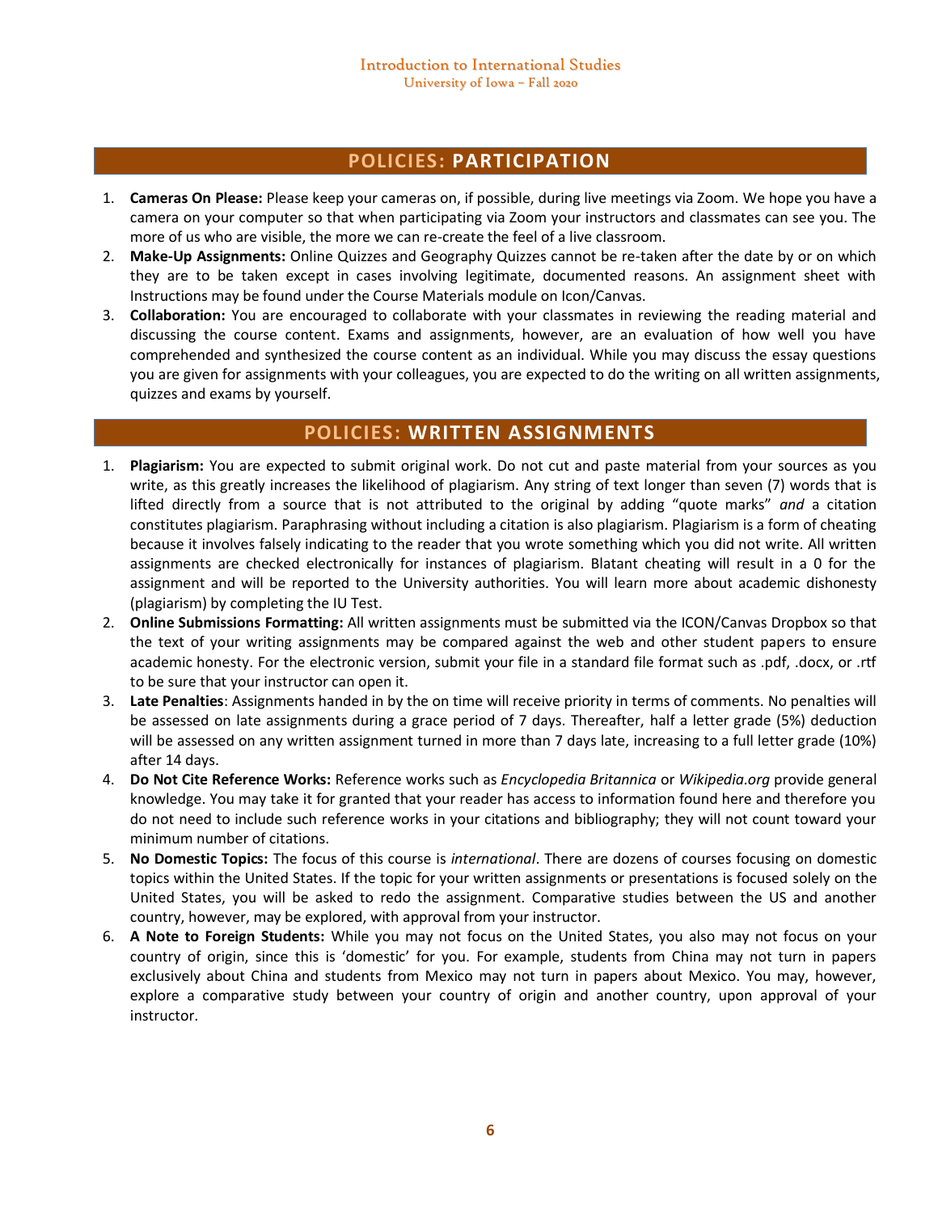## POLICIES: PARTICIPATION

1. **Cameras On Please:** Please keep your cameras on, if possible, during live meetings via Zoom. We hope you have a camera on your computer so that when participating via Zoom your instructors and classmates can see you. The more of us who are visible, the more we can re-create the feel of a live classroom.
2. **Make-Up Assignments:** Online Quizzes and Geography Quizzes cannot be re-taken after the date by or on which they are to be taken except in cases involving legitimate, documented reasons. An assignment sheet with Instructions may be found under the Course Materials module on Icon/Canvas.
3. **Collaboration:** You are encouraged to collaborate with your classmates in reviewing the reading material and discussing the course content. Exams and assignments, however, are an evaluation of how well you have comprehended and synthesized the course content as an individual. While you may discuss the essay questions you are given for assignments with your colleagues, you are expected to do the writing on all written assignments, quizzes and exams by yourself.

## POLICIES: WRITTEN ASSIGNMENTS

1. **Plagiarism:** You are expected to submit original work. Do not cut and paste material from your sources as you write, as this greatly increases the likelihood of plagiarism. Any string of text longer than seven (7) words that is lifted directly from a source that is not attributed to the original by adding "quote marks" *and* a citation constitutes plagiarism. Paraphrasing without including a citation is also plagiarism. Plagiarism is a form of cheating because it involves falsely indicating to the reader that you wrote something which you did not write. All written assignments are checked electronically for instances of plagiarism. Blatant cheating will result in a 0 for the assignment and will be reported to the University authorities. You will learn more about academic dishonesty (plagiarism) by completing the IU Test.
2. **Online Submissions Formatting:** All written assignments must be submitted via the ICON/Canvas Dropbox so that the text of your writing assignments may be compared against the web and other student papers to ensure academic honesty. For the electronic version, submit your file in a standard file format such as .pdf, .docx, or .rtf to be sure that your instructor can open it.
3. **Late Penalties**: Assignments handed in by the on time will receive priority in terms of comments. No penalties will be assessed on late assignments during a grace period of 7 days. Thereafter, half a letter grade (5%) deduction will be assessed on any written assignment turned in more than 7 days late, increasing to a full letter grade (10%) after 14 days.
4. **Do Not Cite Reference Works:** Reference works such as *Encyclopedia Britannica* or *Wikipedia.org* provide general knowledge. You may take it for granted that your reader has access to information found here and therefore you do not need to include such reference works in your citations and bibliography; they will not count toward your minimum number of citations.
5. **No Domestic Topics:** The focus of this course is *international*. There are dozens of courses focusing on domestic topics within the United States. If the topic for your written assignments or presentations is focused solely on the United States, you will be asked to redo the assignment. Comparative studies between the US and another country, however, may be explored, with approval from your instructor.
6. **A Note to Foreign Students:** While you may not focus on the United States, you also may not focus on your country of origin, since this is 'domestic' for you. For example, students from China may not turn in papers exclusively about China and students from Mexico may not turn in papers about Mexico. You may, however, explore a comparative study between your country of origin and another country, upon approval of your instructor.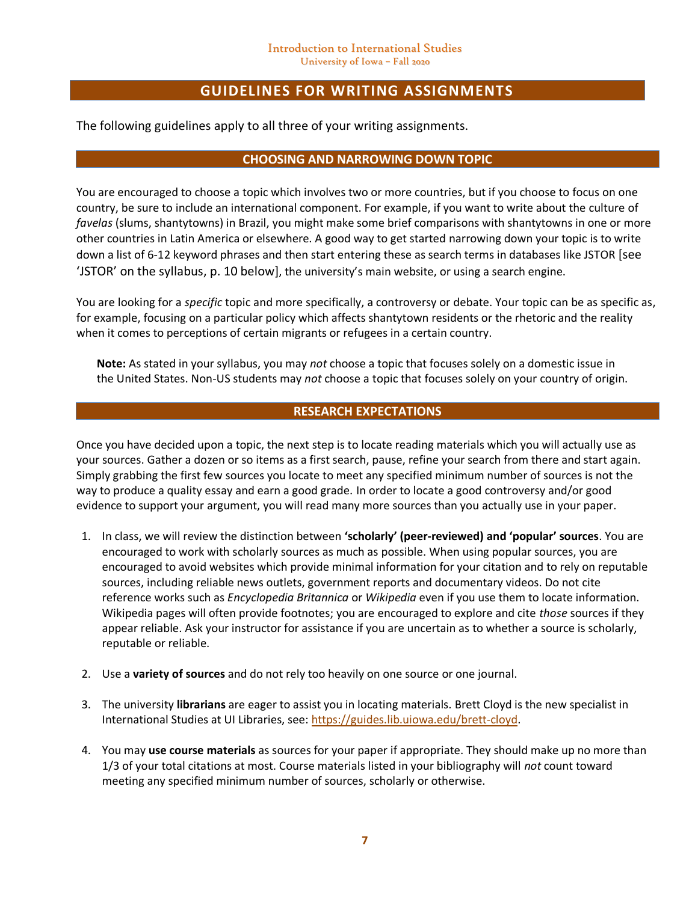# GUIDELINES FOR WRITING ASSIGNMENTS

The following guidelines apply to all three of your writing assignments.

## CHOOSING AND NARROWING DOWN TOPIC

You are encouraged to choose a topic which involves two or more countries, but if you choose to focus on one country, be sure to include an international component. For example, if you want to write about the culture of *favelas* (slums, shantytowns) in Brazil, you might make some brief comparisons with shantytowns in one or more other countries in Latin America or elsewhere. A good way to get started narrowing down your topic is to write down a list of 6-12 keyword phrases and then start entering these as search terms in databases like JSTOR [see 'JSTOR' on the syllabus, p. 10 below], the university's main website, or using a search engine.

You are looking for a *specific* topic and more specifically, a controversy or debate. Your topic can be as specific as, for example, focusing on a particular policy which affects shantytown residents or the rhetoric and the reality when it comes to perceptions of certain migrants or refugees in a certain country.

**Note:** As stated in your syllabus, you may *not* choose a topic that focuses solely on a domestic issue in the United States. Non-US students may *not* choose a topic that focuses solely on your country of origin.

## RESEARCH EXPECTATIONS

Once you have decided upon a topic, the next step is to locate reading materials which you will actually use as your sources. Gather a dozen or so items as a first search, pause, refine your search from there and start again. Simply grabbing the first few sources you locate to meet any specified minimum number of sources is not the way to produce a quality essay and earn a good grade. In order to locate a good controversy and/or good evidence to support your argument, you will read many more sources than you actually use in your paper.

1. In class, we will review the distinction between **'scholarly' (peer-reviewed) and 'popular' sources**. You are encouraged to work with scholarly sources as much as possible. When using popular sources, you are encouraged to avoid websites which provide minimal information for your citation and to rely on reputable sources, including reliable news outlets, government reports and documentary videos. Do not cite reference works such as *Encyclopedia Britannica* or *Wikipedia* even if you use them to locate information. Wikipedia pages will often provide footnotes; you are encouraged to explore and cite *those* sources if they appear reliable. Ask your instructor for assistance if you are uncertain as to whether a source is scholarly, reputable or reliable.

2. Use a **variety of sources** and do not rely too heavily on one source or one journal.

3. The university **librarians** are eager to assist you in locating materials. Brett Cloyd is the new specialist in International Studies at UI Libraries, see: https://guides.lib.uiowa.edu/brett-cloyd.

4. You may **use course materials** as sources for your paper if appropriate. They should make up no more than 1/3 of your total citations at most. Course materials listed in your bibliography will *not* count toward meeting any specified minimum number of sources, scholarly or otherwise.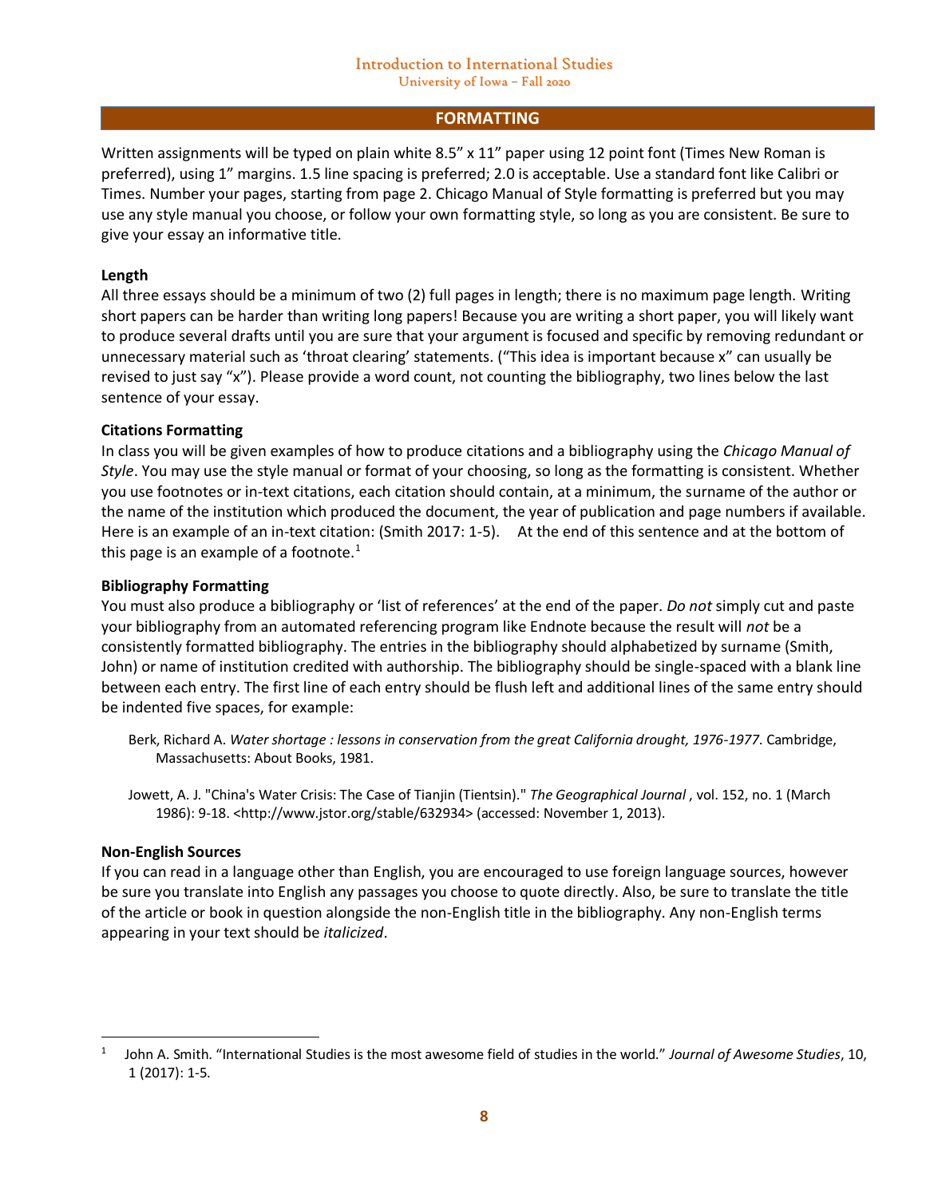## FORMATTING

Written assignments will be typed on plain white 8.5" x 11" paper using 12 point font (Times New Roman is preferred), using 1" margins. 1.5 line spacing is preferred; 2.0 is acceptable. Use a standard font like Calibri or Times. Number your pages, starting from page 2. Chicago Manual of Style formatting is preferred but you may use any style manual you choose, or follow your own formatting style, so long as you are consistent. Be sure to give your essay an informative title.

### Length

All three essays should be a minimum of two (2) full pages in length; there is no maximum page length. Writing short papers can be harder than writing long papers! Because you are writing a short paper, you will likely want to produce several drafts until you are sure that your argument is focused and specific by removing redundant or unnecessary material such as 'throat clearing' statements. ("This idea is important because x" can usually be revised to just say "x"). Please provide a word count, not counting the bibliography, two lines below the last sentence of your essay.

### Citations Formatting

In class you will be given examples of how to produce citations and a bibliography using the *Chicago Manual of Style*. You may use the style manual or format of your choosing, so long as the formatting is consistent. Whether you use footnotes or in-text citations, each citation should contain, at a minimum, the surname of the author or the name of the institution which produced the document, the year of publication and page numbers if available. Here is an example of an in-text citation: (Smith 2017: 1-5). At the end of this sentence and at the bottom of this page is an example of a footnote.[1]

### Bibliography Formatting

You must also produce a bibliography or 'list of references' at the end of the paper. *Do not* simply cut and paste your bibliography from an automated referencing program like Endnote because the result will *not* be a consistently formatted bibliography. The entries in the bibliography should alphabetized by surname (Smith, John) or name of institution credited with authorship. The bibliography should be single-spaced with a blank line between each entry. The first line of each entry should be flush left and additional lines of the same entry should be indented five spaces, for example:

> Berk, Richard A. *Water shortage : lessons in conservation from the great California drought, 1976-1977*. Cambridge, Massachusetts: About Books, 1981.
>
> Jowett, A. J. "China's Water Crisis: The Case of Tianjin (Tientsin)." *The Geographical Journal* , vol. 152, no. 1 (March 1986): 9-18. <http://www.jstor.org/stable/632934> (accessed: November 1, 2013).

### Non-English Sources

If you can read in a language other than English, you are encouraged to use foreign language sources, however be sure you translate into English any passages you choose to quote directly. Also, be sure to translate the title of the article or book in question alongside the non-English title in the bibliography. Any non-English terms appearing in your text should be *italicized*.

---

[1] John A. Smith. "International Studies is the most awesome field of studies in the world." *Journal of Awesome Studies*, 10, 1 (2017): 1-5.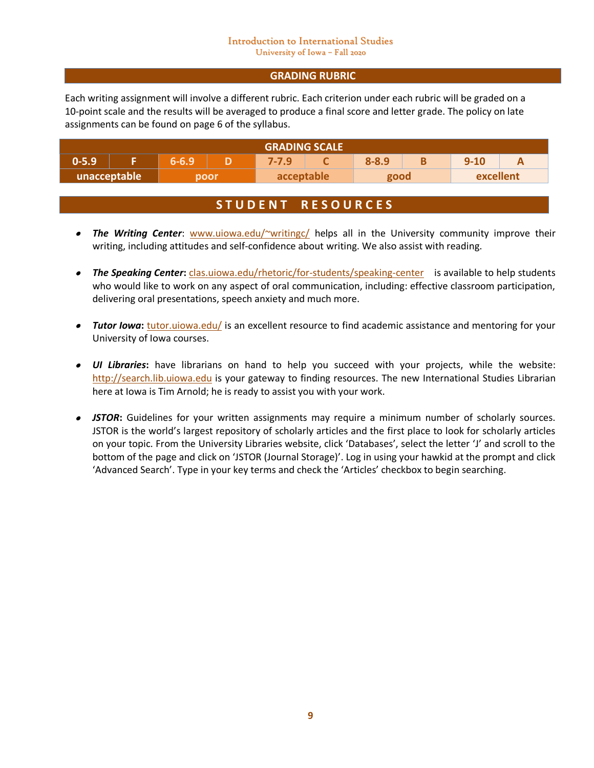## GRADING RUBRIC

Each writing assignment will involve a different rubric. Each criterion under each rubric will be graded on a 10-point scale and the results will be averaged to produce a final score and letter grade. The policy on late assignments can be found on page 6 of the syllabus.

| GRADING SCALE | | | | | | | | | |
|---|---|---|---|---|---|---|---|---|---|
| 0-5.9 | F | 6-6.9 | D | 7-7.9 | C | 8-8.9 | B | 9-10 | A |
| unacceptable | | poor | | acceptable | | good | | excellent | |

## STUDENT RESOURCES

- ***The Writing Center***: www.uiowa.edu/~writingc/ helps all in the University community improve their writing, including attitudes and self-confidence about writing. We also assist with reading.

- ***The Speaking Center***: clas.uiowa.edu/rhetoric/for-students/speaking-center is available to help students who would like to work on any aspect of oral communication, including: effective classroom participation, delivering oral presentations, speech anxiety and much more.

- ***Tutor Iowa***: tutor.uiowa.edu/ is an excellent resource to find academic assistance and mentoring for your University of Iowa courses.

- ***UI Libraries***: have librarians on hand to help you succeed with your projects, while the website: http://search.lib.uiowa.edu is your gateway to finding resources. The new International Studies Librarian here at Iowa is Tim Arnold; he is ready to assist you with your work.

- ***JSTOR***: Guidelines for your written assignments may require a minimum number of scholarly sources. JSTOR is the world's largest repository of scholarly articles and the first place to look for scholarly articles on your topic. From the University Libraries website, click 'Databases', select the letter 'J' and scroll to the bottom of the page and click on 'JSTOR (Journal Storage)'. Log in using your hawkid at the prompt and click 'Advanced Search'. Type in your key terms and check the 'Articles' checkbox to begin searching.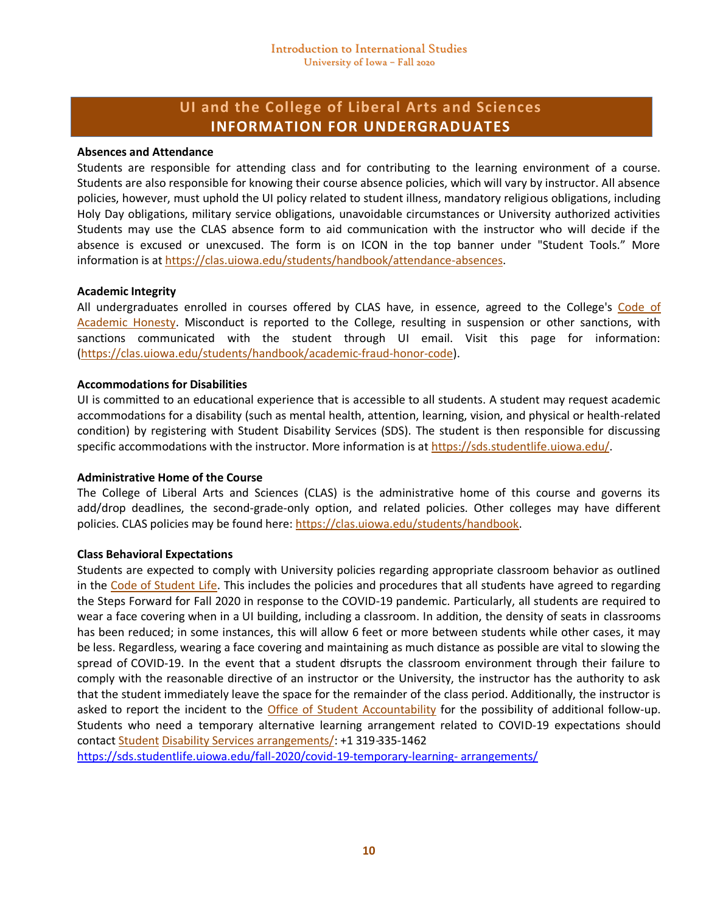## UI and the College of Liberal Arts and Sciences
## INFORMATION FOR UNDERGRADUATES

**Absences and Attendance**

Students are responsible for attending class and for contributing to the learning environment of a course. Students are also responsible for knowing their course absence policies, which will vary by instructor. All absence policies, however, must uphold the UI policy related to student illness, mandatory religious obligations, including Holy Day obligations, military service obligations, unavoidable circumstances or University authorized activities Students may use the CLAS absence form to aid communication with the instructor who will decide if the absence is excused or unexcused. The form is on ICON in the top banner under "Student Tools." More information is at https://clas.uiowa.edu/students/handbook/attendance-absences.

**Academic Integrity**

All undergraduates enrolled in courses offered by CLAS have, in essence, agreed to the College's Code of Academic Honesty. Misconduct is reported to the College, resulting in suspension or other sanctions, with sanctions communicated with the student through UI email. Visit this page for information: (https://clas.uiowa.edu/students/handbook/academic-fraud-honor-code).

**Accommodations for Disabilities**

UI is committed to an educational experience that is accessible to all students. A student may request academic accommodations for a disability (such as mental health, attention, learning, vision, and physical or health-related condition) by registering with Student Disability Services (SDS). The student is then responsible for discussing specific accommodations with the instructor. More information is at https://sds.studentlife.uiowa.edu/.

**Administrative Home of the Course**

The College of Liberal Arts and Sciences (CLAS) is the administrative home of this course and governs its add/drop deadlines, the second-grade-only option, and related policies. Other colleges may have different policies. CLAS policies may be found here: https://clas.uiowa.edu/students/handbook.

**Class Behavioral Expectations**

Students are expected to comply with University policies regarding appropriate classroom behavior as outlined in the Code of Student Life. This includes the policies and procedures that all students have agreed to regarding the Steps Forward for Fall 2020 in response to the COVID-19 pandemic. Particularly, all students are required to wear a face covering when in a UI building, including a classroom. In addition, the density of seats in classrooms has been reduced; in some instances, this will allow 6 feet or more between students while other cases, it may be less. Regardless, wearing a face covering and maintaining as much distance as possible are vital to slowing the spread of COVID-19. In the event that a student disrupts the classroom environment through their failure to comply with the reasonable directive of an instructor or the University, the instructor has the authority to ask that the student immediately leave the space for the remainder of the class period. Additionally, the instructor is asked to report the incident to the Office of Student Accountability for the possibility of additional follow-up. Students who need a temporary alternative learning arrangement related to COVID-19 expectations should contact Student Disability Services arrangements/: +1 319-335-1462
https://sds.studentlife.uiowa.edu/fall-2020/covid-19-temporary-learning- arrangements/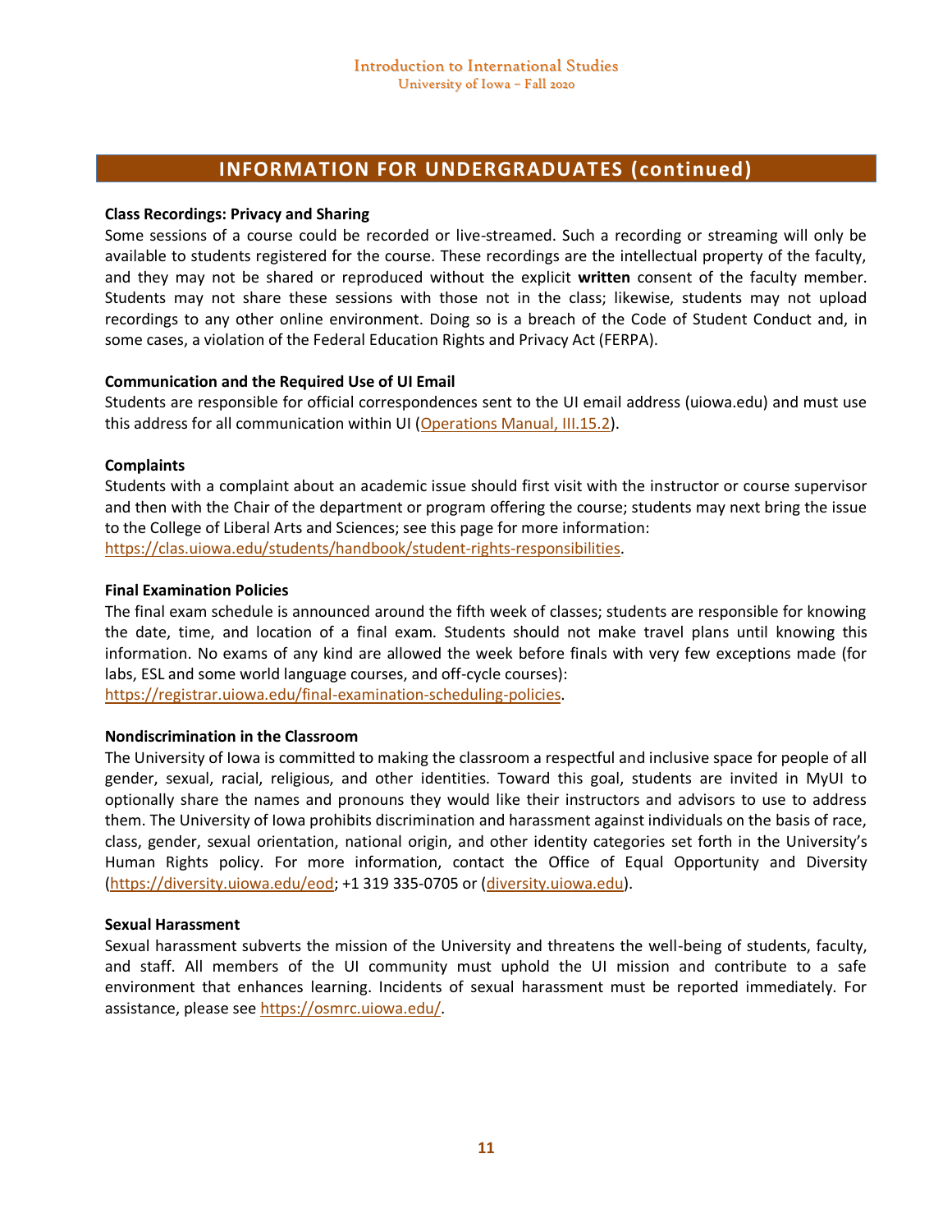## INFORMATION FOR UNDERGRADUATES (continued)

**Class Recordings: Privacy and Sharing**

Some sessions of a course could be recorded or live-streamed. Such a recording or streaming will only be available to students registered for the course. These recordings are the intellectual property of the faculty, and they may not be shared or reproduced without the explicit **written** consent of the faculty member. Students may not share these sessions with those not in the class; likewise, students may not upload recordings to any other online environment. Doing so is a breach of the Code of Student Conduct and, in some cases, a violation of the Federal Education Rights and Privacy Act (FERPA).

**Communication and the Required Use of UI Email**

Students are responsible for official correspondences sent to the UI email address (uiowa.edu) and must use this address for all communication within UI (Operations Manual, III.15.2).

**Complaints**

Students with a complaint about an academic issue should first visit with the instructor or course supervisor and then with the Chair of the department or program offering the course; students may next bring the issue to the College of Liberal Arts and Sciences; see this page for more information: https://clas.uiowa.edu/students/handbook/student-rights-responsibilities.

**Final Examination Policies**

The final exam schedule is announced around the fifth week of classes; students are responsible for knowing the date, time, and location of a final exam. Students should not make travel plans until knowing this information. No exams of any kind are allowed the week before finals with very few exceptions made (for labs, ESL and some world language courses, and off-cycle courses): https://registrar.uiowa.edu/final-examination-scheduling-policies.

**Nondiscrimination in the Classroom**

The University of Iowa is committed to making the classroom a respectful and inclusive space for people of all gender, sexual, racial, religious, and other identities. Toward this goal, students are invited in MyUI to optionally share the names and pronouns they would like their instructors and advisors to use to address them. The University of Iowa prohibits discrimination and harassment against individuals on the basis of race, class, gender, sexual orientation, national origin, and other identity categories set forth in the University's Human Rights policy. For more information, contact the Office of Equal Opportunity and Diversity (https://diversity.uiowa.edu/eod; +1 319 335-0705 or (diversity.uiowa.edu).

**Sexual Harassment**

Sexual harassment subverts the mission of the University and threatens the well-being of students, faculty, and staff. All members of the UI community must uphold the UI mission and contribute to a safe environment that enhances learning. Incidents of sexual harassment must be reported immediately. For assistance, please see https://osmrc.uiowa.edu/.